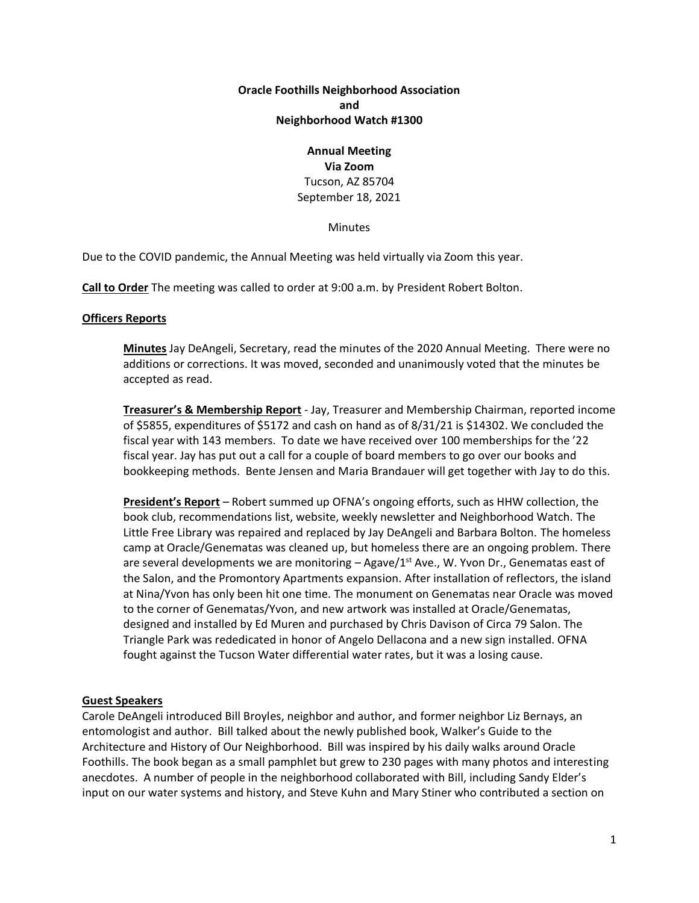**Oracle Foothills Neighborhood Association**
**and**
**Neighborhood Watch #1300**

**Annual Meeting**
**Via Zoom**
Tucson, AZ 85704
September 18, 2021

Minutes

Due to the COVID pandemic, the Annual Meeting was held virtually via Zoom this year.

**Call to Order** The meeting was called to order at 9:00 a.m. by President Robert Bolton.

**Officers Reports**

> **Minutes** Jay DeAngeli, Secretary, read the minutes of the 2020 Annual Meeting. There were no additions or corrections. It was moved, seconded and unanimously voted that the minutes be accepted as read.
>
> **Treasurer's & Membership Report** - Jay, Treasurer and Membership Chairman, reported income of $5855, expenditures of $5172 and cash on hand as of 8/31/21 is $14302. We concluded the fiscal year with 143 members. To date we have received over 100 memberships for the '22 fiscal year. Jay has put out a call for a couple of board members to go over our books and bookkeeping methods. Bente Jensen and Maria Brandauer will get together with Jay to do this.
>
> **President's Report** – Robert summed up OFNA's ongoing efforts, such as HHW collection, the book club, recommendations list, website, weekly newsletter and Neighborhood Watch. The Little Free Library was repaired and replaced by Jay DeAngeli and Barbara Bolton. The homeless camp at Oracle/Genematas was cleaned up, but homeless there are an ongoing problem. There are several developments we are monitoring – Agave/1st Ave., W. Yvon Dr., Genematas east of the Salon, and the Promontory Apartments expansion. After installation of reflectors, the island at Nina/Yvon has only been hit one time. The monument on Genematas near Oracle was moved to the corner of Genematas/Yvon, and new artwork was installed at Oracle/Genematas, designed and installed by Ed Muren and purchased by Chris Davison of Circa 79 Salon. The Triangle Park was rededicated in honor of Angelo Dellacona and a new sign installed. OFNA fought against the Tucson Water differential water rates, but it was a losing cause.

**Guest Speakers**

Carole DeAngeli introduced Bill Broyles, neighbor and author, and former neighbor Liz Bernays, an entomologist and author. Bill talked about the newly published book, Walker's Guide to the Architecture and History of Our Neighborhood. Bill was inspired by his daily walks around Oracle Foothills. The book began as a small pamphlet but grew to 230 pages with many photos and interesting anecdotes. A number of people in the neighborhood collaborated with Bill, including Sandy Elder's input on our water systems and history, and Steve Kuhn and Mary Stiner who contributed a section on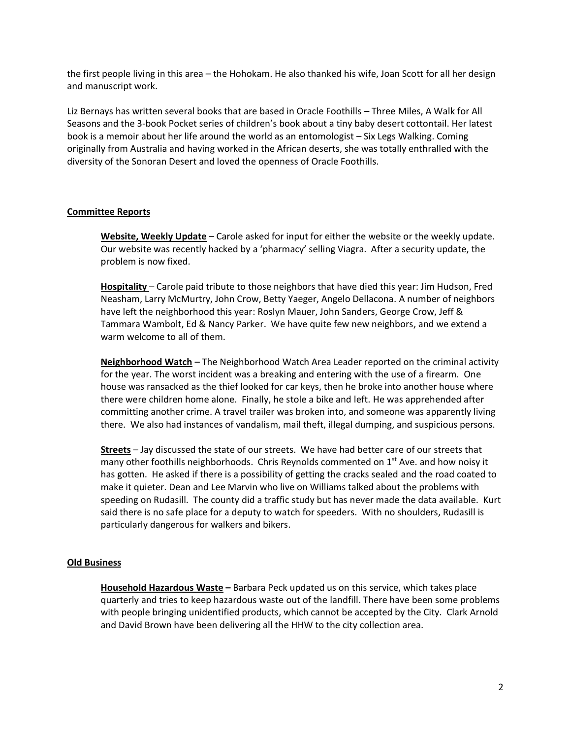the first people living in this area – the Hohokam. He also thanked his wife, Joan Scott for all her design and manuscript work.

Liz Bernays has written several books that are based in Oracle Foothills – Three Miles, A Walk for All Seasons and the 3-book Pocket series of children's book about a tiny baby desert cottontail. Her latest book is a memoir about her life around the world as an entomologist – Six Legs Walking. Coming originally from Australia and having worked in the African deserts, she was totally enthralled with the diversity of the Sonoran Desert and loved the openness of Oracle Foothills.

## Committee Reports

**Website, Weekly Update** – Carole asked for input for either the website or the weekly update. Our website was recently hacked by a 'pharmacy' selling Viagra. After a security update, the problem is now fixed.

**Hospitality** – Carole paid tribute to those neighbors that have died this year: Jim Hudson, Fred Neasham, Larry McMurtry, John Crow, Betty Yaeger, Angelo Dellacona. A number of neighbors have left the neighborhood this year: Roslyn Mauer, John Sanders, George Crow, Jeff & Tammara Wambolt, Ed & Nancy Parker. We have quite few new neighbors, and we extend a warm welcome to all of them.

**Neighborhood Watch** – The Neighborhood Watch Area Leader reported on the criminal activity for the year. The worst incident was a breaking and entering with the use of a firearm. One house was ransacked as the thief looked for car keys, then he broke into another house where there were children home alone. Finally, he stole a bike and left. He was apprehended after committing another crime. A travel trailer was broken into, and someone was apparently living there. We also had instances of vandalism, mail theft, illegal dumping, and suspicious persons.

**Streets** – Jay discussed the state of our streets. We have had better care of our streets that many other foothills neighborhoods. Chris Reynolds commented on 1st Ave. and how noisy it has gotten. He asked if there is a possibility of getting the cracks sealed and the road coated to make it quieter. Dean and Lee Marvin who live on Williams talked about the problems with speeding on Rudasill. The county did a traffic study but has never made the data available. Kurt said there is no safe place for a deputy to watch for speeders. With no shoulders, Rudasill is particularly dangerous for walkers and bikers.

## Old Business

**Household Hazardous Waste –** Barbara Peck updated us on this service, which takes place quarterly and tries to keep hazardous waste out of the landfill. There have been some problems with people bringing unidentified products, which cannot be accepted by the City. Clark Arnold and David Brown have been delivering all the HHW to the city collection area.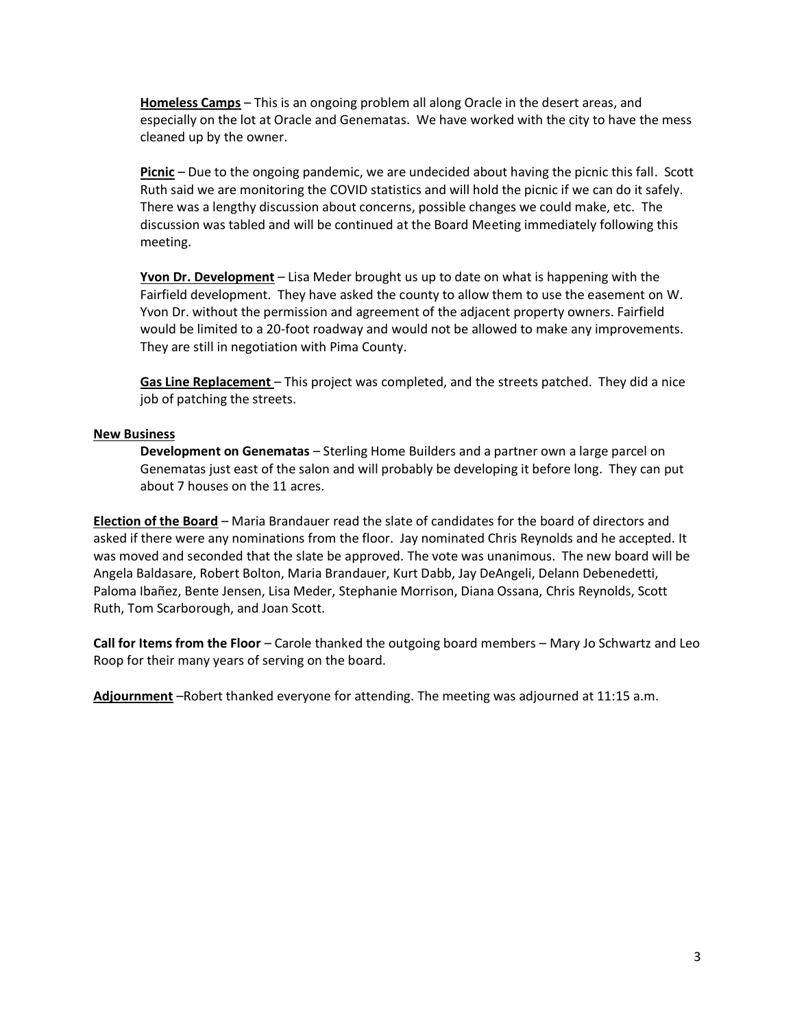**Homeless Camps** – This is an ongoing problem all along Oracle in the desert areas, and especially on the lot at Oracle and Genematas. We have worked with the city to have the mess cleaned up by the owner.

**Picnic** – Due to the ongoing pandemic, we are undecided about having the picnic this fall. Scott Ruth said we are monitoring the COVID statistics and will hold the picnic if we can do it safely. There was a lengthy discussion about concerns, possible changes we could make, etc. The discussion was tabled and will be continued at the Board Meeting immediately following this meeting.

**Yvon Dr. Development** – Lisa Meder brought us up to date on what is happening with the Fairfield development. They have asked the county to allow them to use the easement on W. Yvon Dr. without the permission and agreement of the adjacent property owners. Fairfield would be limited to a 20-foot roadway and would not be allowed to make any improvements. They are still in negotiation with Pima County.

**Gas Line Replacement** – This project was completed, and the streets patched. They did a nice job of patching the streets.

**New Business**

**Development on Genematas** – Sterling Home Builders and a partner own a large parcel on Genematas just east of the salon and will probably be developing it before long. They can put about 7 houses on the 11 acres.

**Election of the Board** – Maria Brandauer read the slate of candidates for the board of directors and asked if there were any nominations from the floor. Jay nominated Chris Reynolds and he accepted. It was moved and seconded that the slate be approved. The vote was unanimous. The new board will be Angela Baldasare, Robert Bolton, Maria Brandauer, Kurt Dabb, Jay DeAngeli, Delann Debenedetti, Paloma Ibañez, Bente Jensen, Lisa Meder, Stephanie Morrison, Diana Ossana, Chris Reynolds, Scott Ruth, Tom Scarborough, and Joan Scott.

**Call for Items from the Floor** – Carole thanked the outgoing board members – Mary Jo Schwartz and Leo Roop for their many years of serving on the board.

**Adjournment** –Robert thanked everyone for attending. The meeting was adjourned at 11:15 a.m.